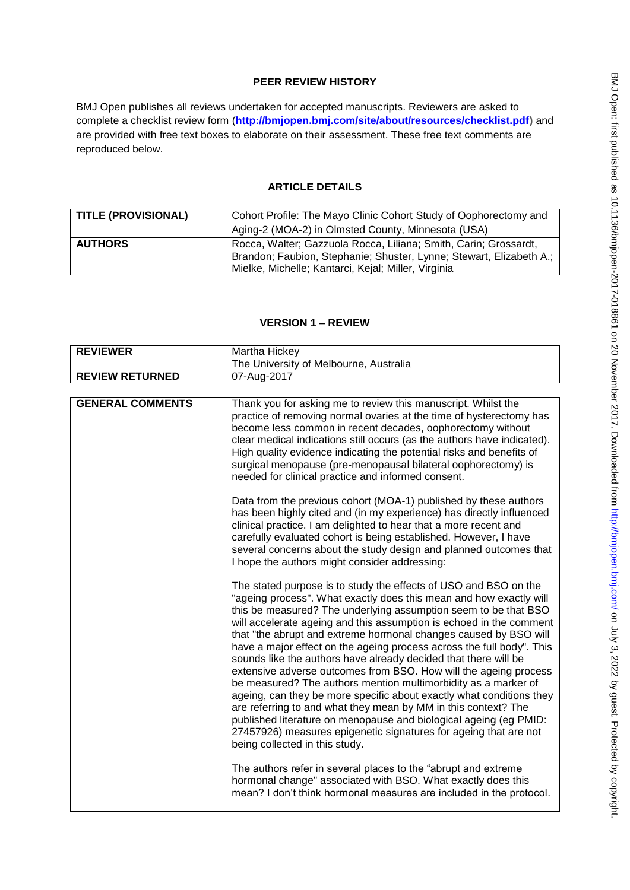# PEER REVIEW HISTORY

BMJ Open publishes all reviews undertaken for accepted manuscripts. Reviewers are asked to complete a checklist review form (**http://bmjopen.bmj.com/site/about/resources/checklist.pdf**) and are provided with free text boxes to elaborate on their assessment. These free text comments are reproduced below.

## ARTICLE DETAILS

| TITLE (PROVISIONAL) | Cohort Profile: The Mayo Clinic Cohort Study of Oophorectomy and Aging-2 (MOA-2) in Olmsted County, Minnesota (USA) |
|---|---|
| AUTHORS | Rocca, Walter; Gazzuola Rocca, Liliana; Smith, Carin; Grossardt, Brandon; Faubion, Stephanie; Shuster, Lynne; Stewart, Elizabeth A.; Mielke, Michelle; Kantarci, Kejal; Miller, Virginia |

## VERSION 1 – REVIEW

| REVIEWER | Martha Hickey<br>The University of Melbourne, Australia |
|---|---|
| REVIEW RETURNED | 07-Aug-2017 |

| GENERAL COMMENTS | Thank you for asking me to review this manuscript. Whilst the practice of removing normal ovaries at the time of hysterectomy has become less common in recent decades, oophorectomy without clear medical indications still occurs (as the authors have indicated). High quality evidence indicating the potential risks and benefits of surgical menopause (pre-menopausal bilateral oophorectomy) is needed for clinical practice and informed consent.<br><br>Data from the previous cohort (MOA-1) published by these authors has been highly cited and (in my experience) has directly influenced clinical practice. I am delighted to hear that a more recent and carefully evaluated cohort is being established. However, I have several concerns about the study design and planned outcomes that I hope the authors might consider addressing:<br><br>The stated purpose is to study the effects of USO and BSO on the "ageing process". What exactly does this mean and how exactly will this be measured? The underlying assumption seem to be that BSO will accelerate ageing and this assumption is echoed in the comment that "the abrupt and extreme hormonal changes caused by BSO will have a major effect on the ageing process across the full body". This sounds like the authors have already decided that there will be extensive adverse outcomes from BSO. How will the ageing process be measured? The authors mention multimorbidity as a marker of ageing, can they be more specific about exactly what conditions they are referring to and what they mean by MM in this context? The published literature on menopause and biological ageing (eg PMID: 27457926) measures epigenetic signatures for ageing that are not being collected in this study.<br><br>The authors refer in several places to the "abrupt and extreme hormonal change" associated with BSO. What exactly does this mean? I don't think hormonal measures are included in the protocol. |
|---|---|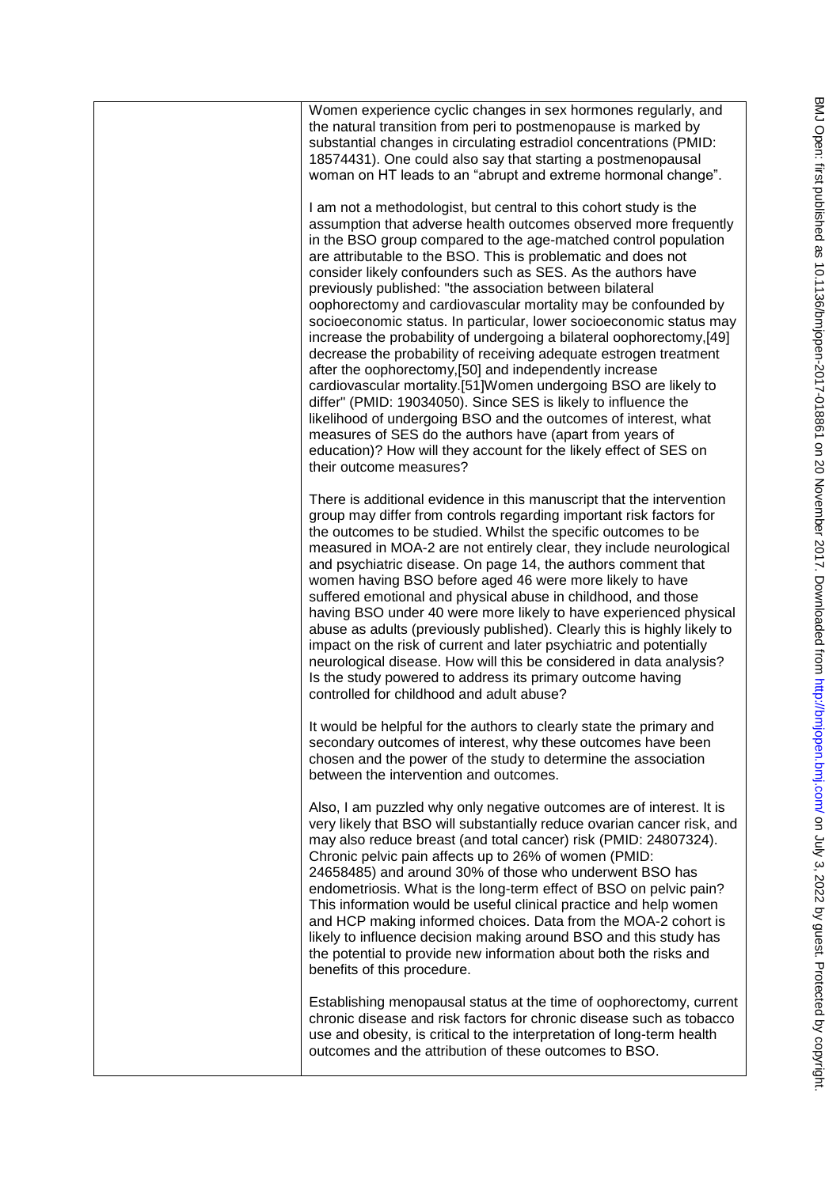|  | Women experience cyclic changes in sex hormones regularly, and the natural transition from peri to postmenopause is marked by substantial changes in circulating estradiol concentrations (PMID: 18574431). One could also say that starting a postmenopausal woman on HT leads to an "abrupt and extreme hormonal change".<br><br>I am not a methodologist, but central to this cohort study is the assumption that adverse health outcomes observed more frequently in the BSO group compared to the age-matched control population are attributable to the BSO. This is problematic and does not consider likely confounders such as SES. As the authors have previously published: "the association between bilateral oophorectomy and cardiovascular mortality may be confounded by socioeconomic status. In particular, lower socioeconomic status may increase the probability of undergoing a bilateral oophorectomy,[49] decrease the probability of receiving adequate estrogen treatment after the oophorectomy,[50] and independently increase cardiovascular mortality.[51]Women undergoing BSO are likely to differ" (PMID: 19034050). Since SES is likely to influence the likelihood of undergoing BSO and the outcomes of interest, what measures of SES do the authors have (apart from years of education)? How will they account for the likely effect of SES on their outcome measures?<br><br>There is additional evidence in this manuscript that the intervention group may differ from controls regarding important risk factors for the outcomes to be studied. Whilst the specific outcomes to be measured in MOA-2 are not entirely clear, they include neurological and psychiatric disease. On page 14, the authors comment that women having BSO before aged 46 were more likely to have suffered emotional and physical abuse in childhood, and those having BSO under 40 were more likely to have experienced physical abuse as adults (previously published). Clearly this is highly likely to impact on the risk of current and later psychiatric and potentially neurological disease. How will this be considered in data analysis? Is the study powered to address its primary outcome having controlled for childhood and adult abuse?<br><br>It would be helpful for the authors to clearly state the primary and secondary outcomes of interest, why these outcomes have been chosen and the power of the study to determine the association between the intervention and outcomes.<br><br>Also, I am puzzled why only negative outcomes are of interest. It is very likely that BSO will substantially reduce ovarian cancer risk, and may also reduce breast (and total cancer) risk (PMID: 24807324). Chronic pelvic pain affects up to 26% of women (PMID: 24658485) and around 30% of those who underwent BSO has endometriosis. What is the long-term effect of BSO on pelvic pain? This information would be useful clinical practice and help women and HCP making informed choices. Data from the MOA-2 cohort is likely to influence decision making around BSO and this study has the potential to provide new information about both the risks and benefits of this procedure.<br><br>Establishing menopausal status at the time of oophorectomy, current chronic disease and risk factors for chronic disease such as tobacco use and obesity, is critical to the interpretation of long-term health outcomes and the attribution of these outcomes to BSO. |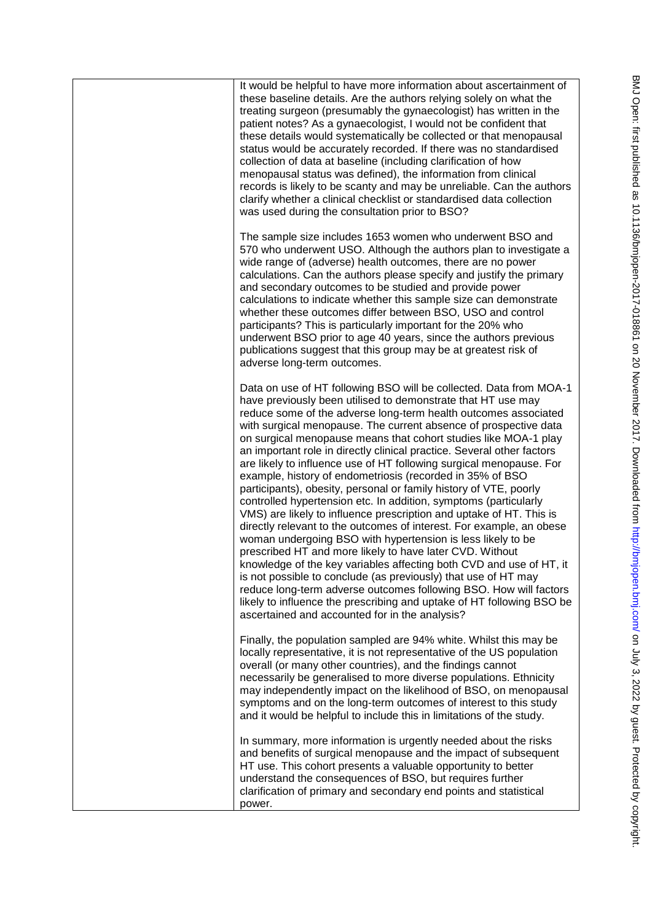It would be helpful to have more information about ascertainment of these baseline details. Are the authors relying solely on what the treating surgeon (presumably the gynaecologist) has written in the patient notes? As a gynaecologist, I would not be confident that these details would systematically be collected or that menopausal status would be accurately recorded. If there was no standardised collection of data at baseline (including clarification of how menopausal status was defined), the information from clinical records is likely to be scanty and may be unreliable. Can the authors clarify whether a clinical checklist or standardised data collection was used during the consultation prior to BSO?

The sample size includes 1653 women who underwent BSO and 570 who underwent USO. Although the authors plan to investigate a wide range of (adverse) health outcomes, there are no power calculations. Can the authors please specify and justify the primary and secondary outcomes to be studied and provide power calculations to indicate whether this sample size can demonstrate whether these outcomes differ between BSO, USO and control participants? This is particularly important for the 20% who underwent BSO prior to age 40 years, since the authors previous publications suggest that this group may be at greatest risk of adverse long-term outcomes.

Data on use of HT following BSO will be collected. Data from MOA-1 have previously been utilised to demonstrate that HT use may reduce some of the adverse long-term health outcomes associated with surgical menopause. The current absence of prospective data on surgical menopause means that cohort studies like MOA-1 play an important role in directly clinical practice. Several other factors are likely to influence use of HT following surgical menopause. For example, history of endometriosis (recorded in 35% of BSO participants), obesity, personal or family history of VTE, poorly controlled hypertension etc. In addition, symptoms (particularly VMS) are likely to influence prescription and uptake of HT. This is directly relevant to the outcomes of interest. For example, an obese woman undergoing BSO with hypertension is less likely to be prescribed HT and more likely to have later CVD. Without knowledge of the key variables affecting both CVD and use of HT, it is not possible to conclude (as previously) that use of HT may reduce long-term adverse outcomes following BSO. How will factors likely to influence the prescribing and uptake of HT following BSO be ascertained and accounted for in the analysis?

Finally, the population sampled are 94% white. Whilst this may be locally representative, it is not representative of the US population overall (or many other countries), and the findings cannot necessarily be generalised to more diverse populations. Ethnicity may independently impact on the likelihood of BSO, on menopausal symptoms and on the long-term outcomes of interest to this study and it would be helpful to include this in limitations of the study.

In summary, more information is urgently needed about the risks and benefits of surgical menopause and the impact of subsequent HT use. This cohort presents a valuable opportunity to better understand the consequences of BSO, but requires further clarification of primary and secondary end points and statistical power.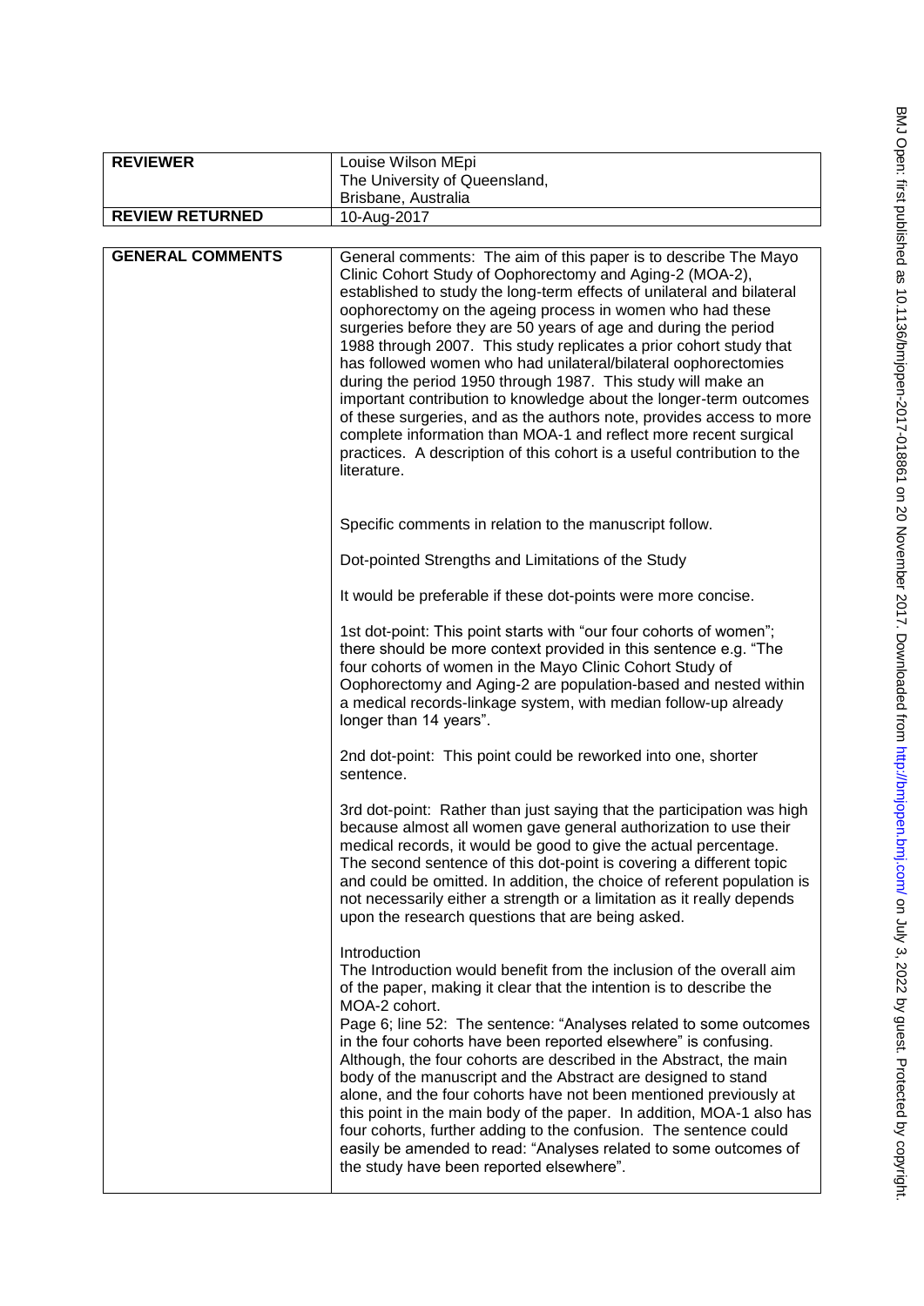| **REVIEWER** | Louise Wilson MEpi<br>The University of Queensland,<br>Brisbane, Australia |
|---|---|
| **REVIEW RETURNED** | 10-Aug-2017 |

| **GENERAL COMMENTS** | General comments: The aim of this paper is to describe The Mayo Clinic Cohort Study of Oophorectomy and Aging-2 (MOA-2), established to study the long-term effects of unilateral and bilateral oophorectomy on the ageing process in women who had these surgeries before they are 50 years of age and during the period 1988 through 2007. This study replicates a prior cohort study that has followed women who had unilateral/bilateral oophorectomies during the period 1950 through 1987. This study will make an important contribution to knowledge about the longer-term outcomes of these surgeries, and as the authors note, provides access to more complete information than MOA-1 and reflect more recent surgical practices. A description of this cohort is a useful contribution to the literature.<br><br>Specific comments in relation to the manuscript follow.<br><br>Dot-pointed Strengths and Limitations of the Study<br><br>It would be preferable if these dot-points were more concise.<br><br>1st dot-point: This point starts with "our four cohorts of women"; there should be more context provided in this sentence e.g. "The four cohorts of women in the Mayo Clinic Cohort Study of Oophorectomy and Aging-2 are population-based and nested within a medical records-linkage system, with median follow-up already longer than 14 years".<br><br>2nd dot-point: This point could be reworked into one, shorter sentence.<br><br>3rd dot-point: Rather than just saying that the participation was high because almost all women gave general authorization to use their medical records, it would be good to give the actual percentage. The second sentence of this dot-point is covering a different topic and could be omitted. In addition, the choice of referent population is not necessarily either a strength or a limitation as it really depends upon the research questions that are being asked.<br><br>Introduction<br>The Introduction would benefit from the inclusion of the overall aim of the paper, making it clear that the intention is to describe the MOA-2 cohort.<br>Page 6; line 52: The sentence: "Analyses related to some outcomes in the four cohorts have been reported elsewhere" is confusing. Although, the four cohorts are described in the Abstract, the main body of the manuscript and the Abstract are designed to stand alone, and the four cohorts have not been mentioned previously at this point in the main body of the paper. In addition, MOA-1 also has four cohorts, further adding to the confusion. The sentence could easily be amended to read: "Analyses related to some outcomes of the study have been reported elsewhere". |
|---|---|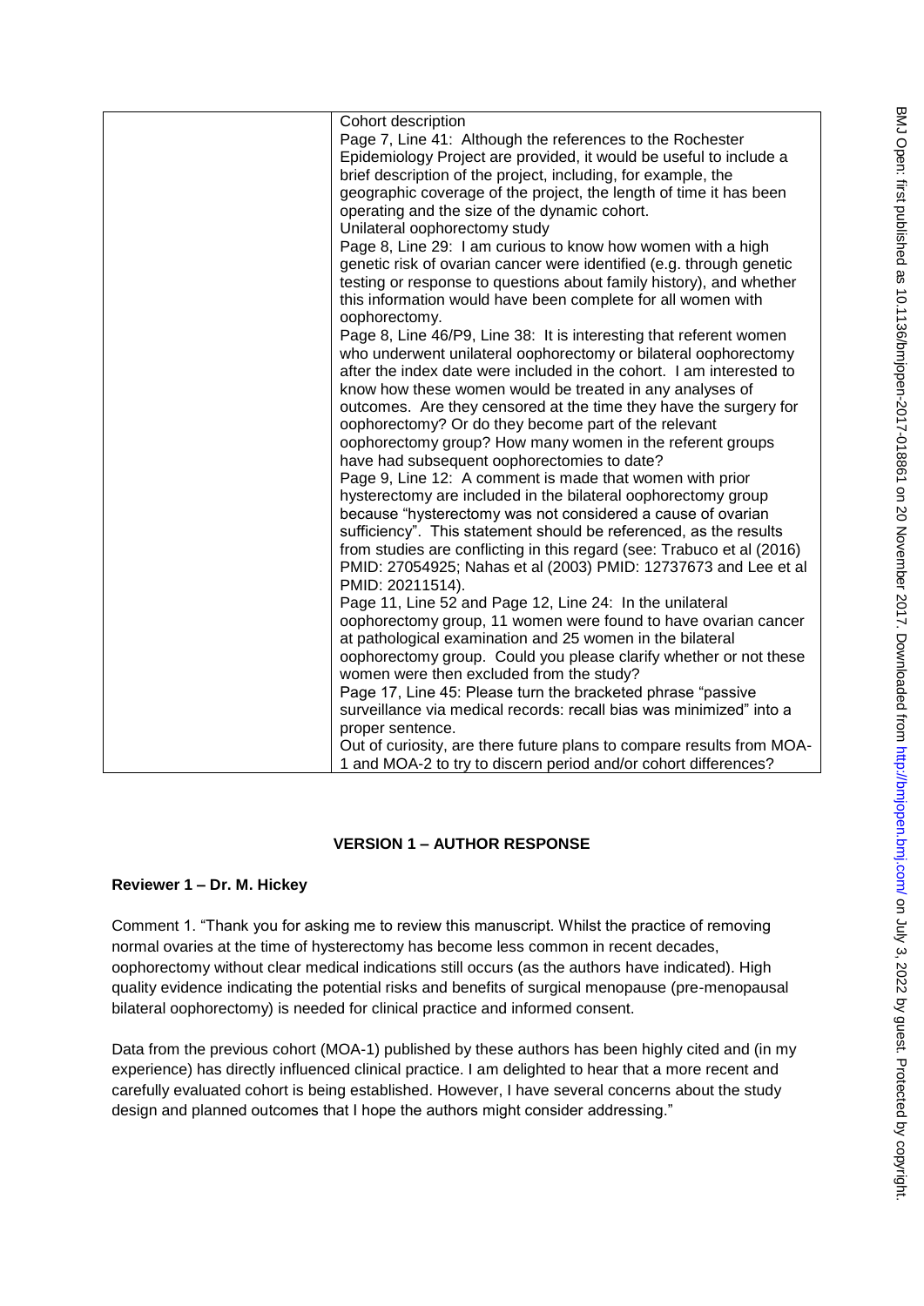| | Cohort description<br>Page 7, Line 41: Although the references to the Rochester Epidemiology Project are provided, it would be useful to include a brief description of the project, including, for example, the geographic coverage of the project, the length of time it has been operating and the size of the dynamic cohort.<br>Unilateral oophorectomy study<br>Page 8, Line 29: I am curious to know how women with a high genetic risk of ovarian cancer were identified (e.g. through genetic testing or response to questions about family history), and whether this information would have been complete for all women with oophorectomy.<br>Page 8, Line 46/P9, Line 38: It is interesting that referent women who underwent unilateral oophorectomy or bilateral oophorectomy after the index date were included in the cohort. I am interested to know how these women would be treated in any analyses of outcomes. Are they censored at the time they have the surgery for oophorectomy? Or do they become part of the relevant oophorectomy group? How many women in the referent groups have had subsequent oophorectomies to date?<br>Page 9, Line 12: A comment is made that women with prior hysterectomy are included in the bilateral oophorectomy group because "hysterectomy was not considered a cause of ovarian sufficiency". This statement should be referenced, as the results from studies are conflicting in this regard (see: Trabuco et al (2016) PMID: 27054925; Nahas et al (2003) PMID: 12737673 and Lee et al PMID: 20211514).<br>Page 11, Line 52 and Page 12, Line 24: In the unilateral oophorectomy group, 11 women were found to have ovarian cancer at pathological examination and 25 women in the bilateral oophorectomy group. Could you please clarify whether or not these women were then excluded from the study?<br>Page 17, Line 45: Please turn the bracketed phrase "passive surveillance via medical records: recall bias was minimized" into a proper sentence.<br>Out of curiosity, are there future plans to compare results from MOA-1 and MOA-2 to try to discern period and/or cohort differences? |
|---|---|

## VERSION 1 – AUTHOR RESPONSE

### Reviewer 1 – Dr. M. Hickey

Comment 1. "Thank you for asking me to review this manuscript. Whilst the practice of removing normal ovaries at the time of hysterectomy has become less common in recent decades, oophorectomy without clear medical indications still occurs (as the authors have indicated). High quality evidence indicating the potential risks and benefits of surgical menopause (pre-menopausal bilateral oophorectomy) is needed for clinical practice and informed consent.

Data from the previous cohort (MOA-1) published by these authors has been highly cited and (in my experience) has directly influenced clinical practice. I am delighted to hear that a more recent and carefully evaluated cohort is being established. However, I have several concerns about the study design and planned outcomes that I hope the authors might consider addressing."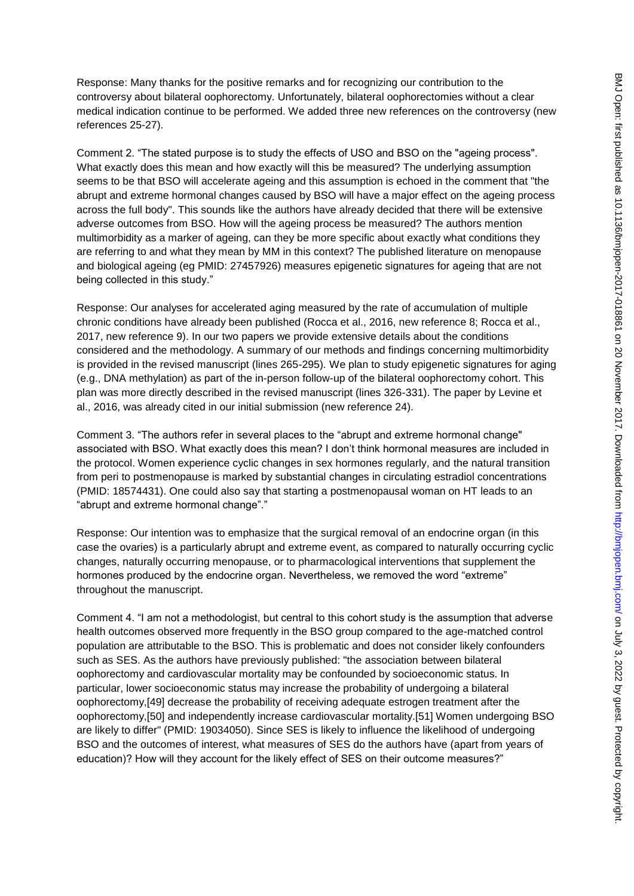Response: Many thanks for the positive remarks and for recognizing our contribution to the controversy about bilateral oophorectomy. Unfortunately, bilateral oophorectomies without a clear medical indication continue to be performed. We added three new references on the controversy (new references 25-27).

Comment 2. "The stated purpose is to study the effects of USO and BSO on the "ageing process". What exactly does this mean and how exactly will this be measured? The underlying assumption seems to be that BSO will accelerate ageing and this assumption is echoed in the comment that "the abrupt and extreme hormonal changes caused by BSO will have a major effect on the ageing process across the full body". This sounds like the authors have already decided that there will be extensive adverse outcomes from BSO. How will the ageing process be measured? The authors mention multimorbidity as a marker of ageing, can they be more specific about exactly what conditions they are referring to and what they mean by MM in this context? The published literature on menopause and biological ageing (eg PMID: 27457926) measures epigenetic signatures for ageing that are not being collected in this study."

Response: Our analyses for accelerated aging measured by the rate of accumulation of multiple chronic conditions have already been published (Rocca et al., 2016, new reference 8; Rocca et al., 2017, new reference 9). In our two papers we provide extensive details about the conditions considered and the methodology. A summary of our methods and findings concerning multimorbidity is provided in the revised manuscript (lines 265-295). We plan to study epigenetic signatures for aging (e.g., DNA methylation) as part of the in-person follow-up of the bilateral oophorectomy cohort. This plan was more directly described in the revised manuscript (lines 326-331). The paper by Levine et al., 2016, was already cited in our initial submission (new reference 24).

Comment 3. "The authors refer in several places to the "abrupt and extreme hormonal change" associated with BSO. What exactly does this mean? I don't think hormonal measures are included in the protocol. Women experience cyclic changes in sex hormones regularly, and the natural transition from peri to postmenopause is marked by substantial changes in circulating estradiol concentrations (PMID: 18574431). One could also say that starting a postmenopausal woman on HT leads to an "abrupt and extreme hormonal change"."

Response: Our intention was to emphasize that the surgical removal of an endocrine organ (in this case the ovaries) is a particularly abrupt and extreme event, as compared to naturally occurring cyclic changes, naturally occurring menopause, or to pharmacological interventions that supplement the hormones produced by the endocrine organ. Nevertheless, we removed the word "extreme" throughout the manuscript.

Comment 4. "I am not a methodologist, but central to this cohort study is the assumption that adverse health outcomes observed more frequently in the BSO group compared to the age-matched control population are attributable to the BSO. This is problematic and does not consider likely confounders such as SES. As the authors have previously published: "the association between bilateral oophorectomy and cardiovascular mortality may be confounded by socioeconomic status. In particular, lower socioeconomic status may increase the probability of undergoing a bilateral oophorectomy,[49] decrease the probability of receiving adequate estrogen treatment after the oophorectomy,[50] and independently increase cardiovascular mortality.[51] Women undergoing BSO are likely to differ" (PMID: 19034050). Since SES is likely to influence the likelihood of undergoing BSO and the outcomes of interest, what measures of SES do the authors have (apart from years of education)? How will they account for the likely effect of SES on their outcome measures?"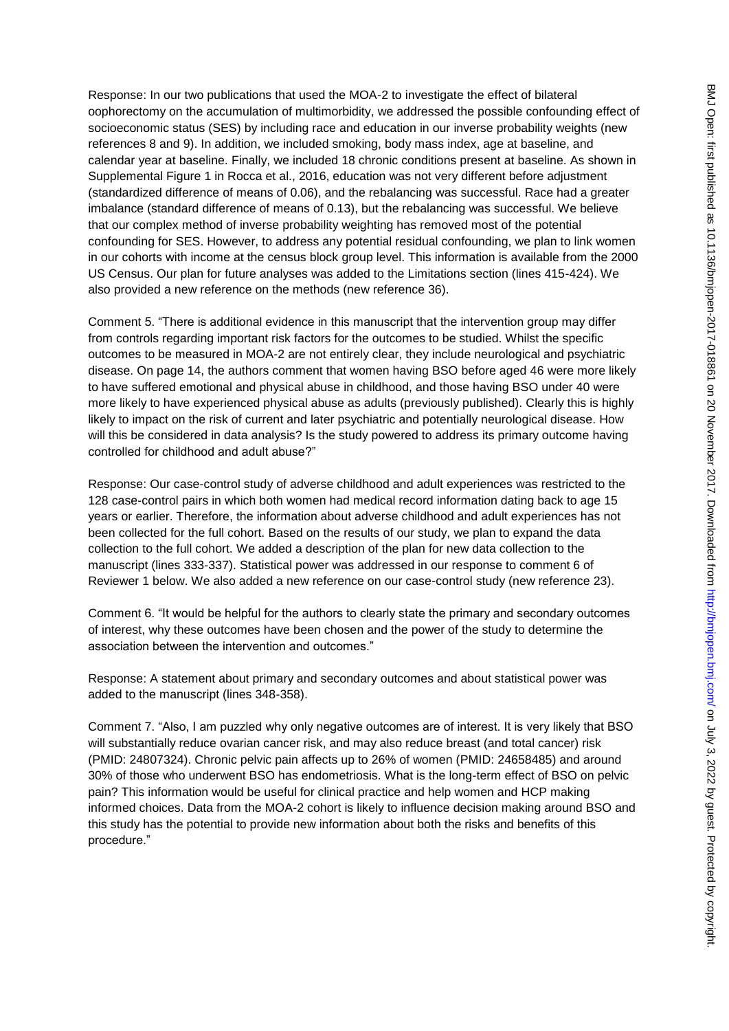Response: In our two publications that used the MOA-2 to investigate the effect of bilateral oophorectomy on the accumulation of multimorbidity, we addressed the possible confounding effect of socioeconomic status (SES) by including race and education in our inverse probability weights (new references 8 and 9). In addition, we included smoking, body mass index, age at baseline, and calendar year at baseline. Finally, we included 18 chronic conditions present at baseline. As shown in Supplemental Figure 1 in Rocca et al., 2016, education was not very different before adjustment (standardized difference of means of 0.06), and the rebalancing was successful. Race had a greater imbalance (standard difference of means of 0.13), but the rebalancing was successful. We believe that our complex method of inverse probability weighting has removed most of the potential confounding for SES. However, to address any potential residual confounding, we plan to link women in our cohorts with income at the census block group level. This information is available from the 2000 US Census. Our plan for future analyses was added to the Limitations section (lines 415-424). We also provided a new reference on the methods (new reference 36).

Comment 5. "There is additional evidence in this manuscript that the intervention group may differ from controls regarding important risk factors for the outcomes to be studied. Whilst the specific outcomes to be measured in MOA-2 are not entirely clear, they include neurological and psychiatric disease. On page 14, the authors comment that women having BSO before aged 46 were more likely to have suffered emotional and physical abuse in childhood, and those having BSO under 40 were more likely to have experienced physical abuse as adults (previously published). Clearly this is highly likely to impact on the risk of current and later psychiatric and potentially neurological disease. How will this be considered in data analysis? Is the study powered to address its primary outcome having controlled for childhood and adult abuse?"

Response: Our case-control study of adverse childhood and adult experiences was restricted to the 128 case-control pairs in which both women had medical record information dating back to age 15 years or earlier. Therefore, the information about adverse childhood and adult experiences has not been collected for the full cohort. Based on the results of our study, we plan to expand the data collection to the full cohort. We added a description of the plan for new data collection to the manuscript (lines 333-337). Statistical power was addressed in our response to comment 6 of Reviewer 1 below. We also added a new reference on our case-control study (new reference 23).

Comment 6. "It would be helpful for the authors to clearly state the primary and secondary outcomes of interest, why these outcomes have been chosen and the power of the study to determine the association between the intervention and outcomes."

Response: A statement about primary and secondary outcomes and about statistical power was added to the manuscript (lines 348-358).

Comment 7. "Also, I am puzzled why only negative outcomes are of interest. It is very likely that BSO will substantially reduce ovarian cancer risk, and may also reduce breast (and total cancer) risk (PMID: 24807324). Chronic pelvic pain affects up to 26% of women (PMID: 24658485) and around 30% of those who underwent BSO has endometriosis. What is the long-term effect of BSO on pelvic pain? This information would be useful for clinical practice and help women and HCP making informed choices. Data from the MOA-2 cohort is likely to influence decision making around BSO and this study has the potential to provide new information about both the risks and benefits of this procedure."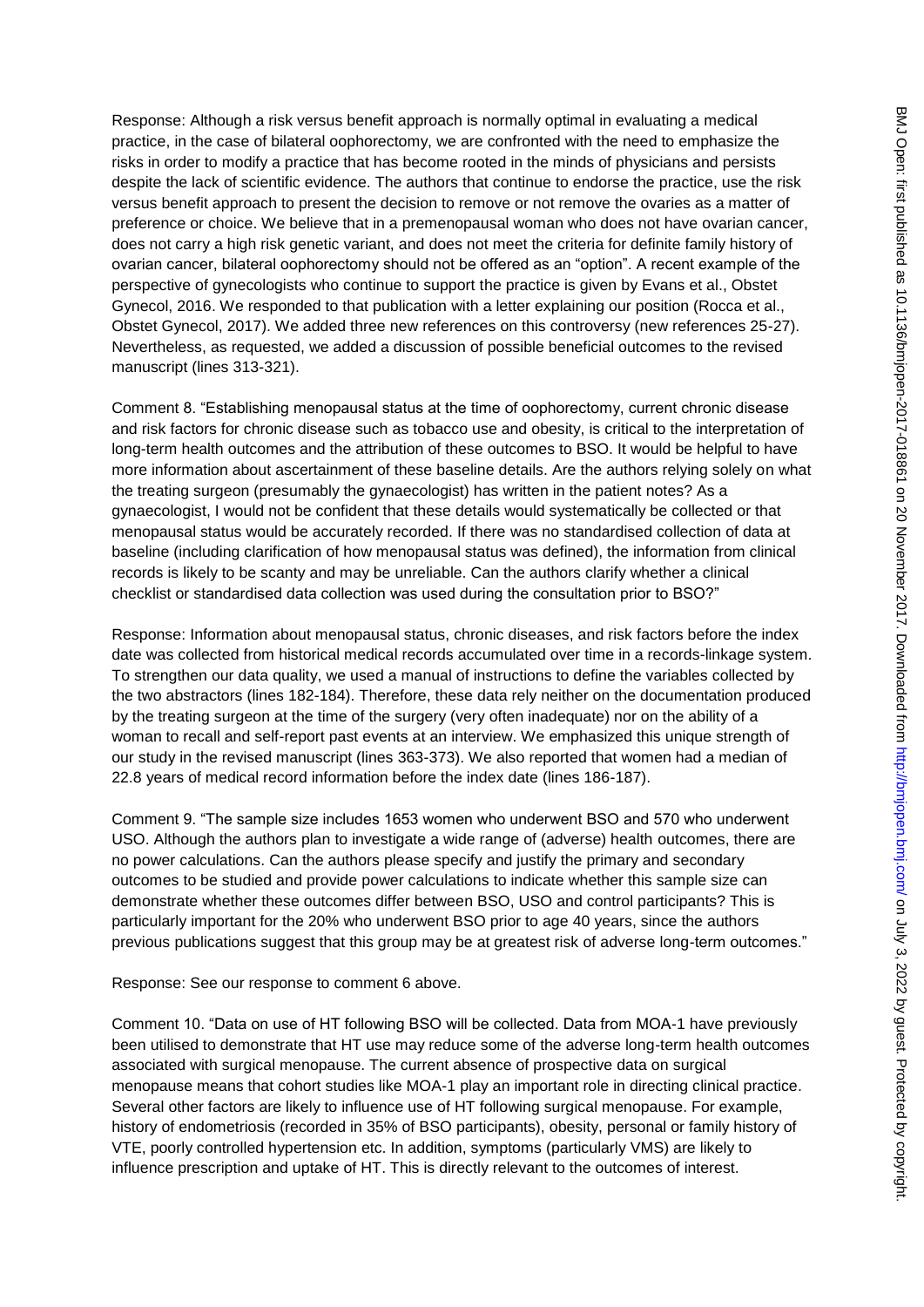Response: Although a risk versus benefit approach is normally optimal in evaluating a medical practice, in the case of bilateral oophorectomy, we are confronted with the need to emphasize the risks in order to modify a practice that has become rooted in the minds of physicians and persists despite the lack of scientific evidence. The authors that continue to endorse the practice, use the risk versus benefit approach to present the decision to remove or not remove the ovaries as a matter of preference or choice. We believe that in a premenopausal woman who does not have ovarian cancer, does not carry a high risk genetic variant, and does not meet the criteria for definite family history of ovarian cancer, bilateral oophorectomy should not be offered as an "option". A recent example of the perspective of gynecologists who continue to support the practice is given by Evans et al., Obstet Gynecol, 2016. We responded to that publication with a letter explaining our position (Rocca et al., Obstet Gynecol, 2017). We added three new references on this controversy (new references 25-27). Nevertheless, as requested, we added a discussion of possible beneficial outcomes to the revised manuscript (lines 313-321).

Comment 8. "Establishing menopausal status at the time of oophorectomy, current chronic disease and risk factors for chronic disease such as tobacco use and obesity, is critical to the interpretation of long-term health outcomes and the attribution of these outcomes to BSO. It would be helpful to have more information about ascertainment of these baseline details. Are the authors relying solely on what the treating surgeon (presumably the gynaecologist) has written in the patient notes? As a gynaecologist, I would not be confident that these details would systematically be collected or that menopausal status would be accurately recorded. If there was no standardised collection of data at baseline (including clarification of how menopausal status was defined), the information from clinical records is likely to be scanty and may be unreliable. Can the authors clarify whether a clinical checklist or standardised data collection was used during the consultation prior to BSO?"

Response: Information about menopausal status, chronic diseases, and risk factors before the index date was collected from historical medical records accumulated over time in a records-linkage system. To strengthen our data quality, we used a manual of instructions to define the variables collected by the two abstractors (lines 182-184). Therefore, these data rely neither on the documentation produced by the treating surgeon at the time of the surgery (very often inadequate) nor on the ability of a woman to recall and self-report past events at an interview. We emphasized this unique strength of our study in the revised manuscript (lines 363-373). We also reported that women had a median of 22.8 years of medical record information before the index date (lines 186-187).

Comment 9. "The sample size includes 1653 women who underwent BSO and 570 who underwent USO. Although the authors plan to investigate a wide range of (adverse) health outcomes, there are no power calculations. Can the authors please specify and justify the primary and secondary outcomes to be studied and provide power calculations to indicate whether this sample size can demonstrate whether these outcomes differ between BSO, USO and control participants? This is particularly important for the 20% who underwent BSO prior to age 40 years, since the authors previous publications suggest that this group may be at greatest risk of adverse long-term outcomes."

Response: See our response to comment 6 above.

Comment 10. "Data on use of HT following BSO will be collected. Data from MOA-1 have previously been utilised to demonstrate that HT use may reduce some of the adverse long-term health outcomes associated with surgical menopause. The current absence of prospective data on surgical menopause means that cohort studies like MOA-1 play an important role in directing clinical practice. Several other factors are likely to influence use of HT following surgical menopause. For example, history of endometriosis (recorded in 35% of BSO participants), obesity, personal or family history of VTE, poorly controlled hypertension etc. In addition, symptoms (particularly VMS) are likely to influence prescription and uptake of HT. This is directly relevant to the outcomes of interest.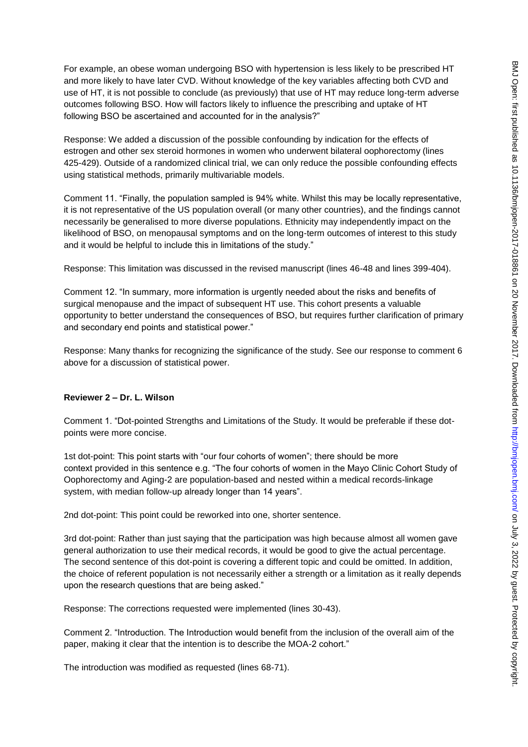For example, an obese woman undergoing BSO with hypertension is less likely to be prescribed HT and more likely to have later CVD. Without knowledge of the key variables affecting both CVD and use of HT, it is not possible to conclude (as previously) that use of HT may reduce long-term adverse outcomes following BSO. How will factors likely to influence the prescribing and uptake of HT following BSO be ascertained and accounted for in the analysis?"

Response: We added a discussion of the possible confounding by indication for the effects of estrogen and other sex steroid hormones in women who underwent bilateral oophorectomy (lines 425-429). Outside of a randomized clinical trial, we can only reduce the possible confounding effects using statistical methods, primarily multivariable models.

Comment 11. "Finally, the population sampled is 94% white. Whilst this may be locally representative, it is not representative of the US population overall (or many other countries), and the findings cannot necessarily be generalised to more diverse populations. Ethnicity may independently impact on the likelihood of BSO, on menopausal symptoms and on the long-term outcomes of interest to this study and it would be helpful to include this in limitations of the study."

Response: This limitation was discussed in the revised manuscript (lines 46-48 and lines 399-404).

Comment 12. "In summary, more information is urgently needed about the risks and benefits of surgical menopause and the impact of subsequent HT use. This cohort presents a valuable opportunity to better understand the consequences of BSO, but requires further clarification of primary and secondary end points and statistical power."

Response: Many thanks for recognizing the significance of the study. See our response to comment 6 above for a discussion of statistical power.

**Reviewer 2 – Dr. L. Wilson**

Comment 1. "Dot-pointed Strengths and Limitations of the Study. It would be preferable if these dot-points were more concise.

1st dot-point: This point starts with "our four cohorts of women"; there should be more context provided in this sentence e.g. "The four cohorts of women in the Mayo Clinic Cohort Study of Oophorectomy and Aging-2 are population-based and nested within a medical records-linkage system, with median follow-up already longer than 14 years".

2nd dot-point: This point could be reworked into one, shorter sentence.

3rd dot-point: Rather than just saying that the participation was high because almost all women gave general authorization to use their medical records, it would be good to give the actual percentage. The second sentence of this dot-point is covering a different topic and could be omitted. In addition, the choice of referent population is not necessarily either a strength or a limitation as it really depends upon the research questions that are being asked."

Response: The corrections requested were implemented (lines 30-43).

Comment 2. "Introduction. The Introduction would benefit from the inclusion of the overall aim of the paper, making it clear that the intention is to describe the MOA-2 cohort."

The introduction was modified as requested (lines 68-71).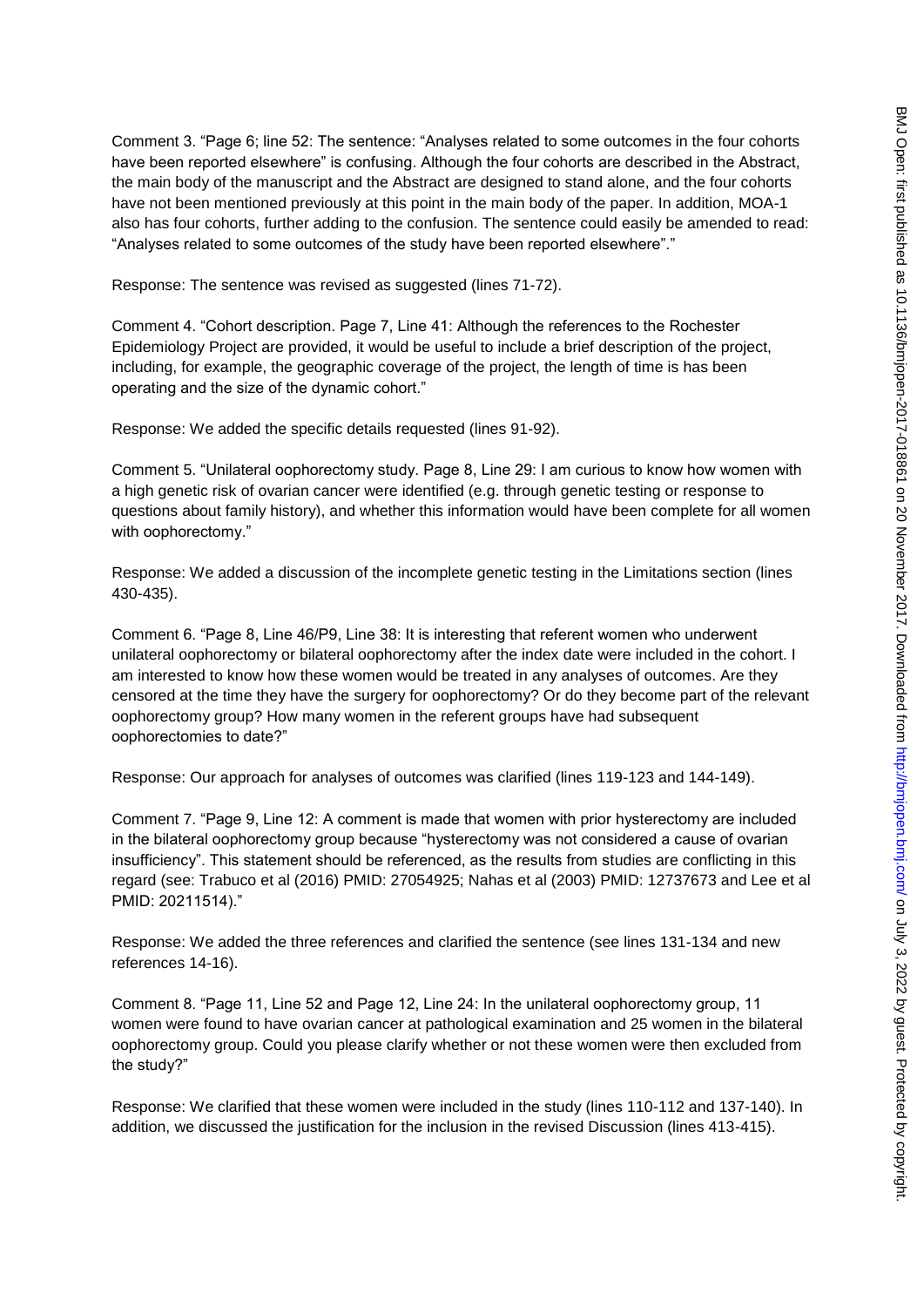Comment 3. "Page 6; line 52: The sentence: "Analyses related to some outcomes in the four cohorts have been reported elsewhere" is confusing. Although the four cohorts are described in the Abstract, the main body of the manuscript and the Abstract are designed to stand alone, and the four cohorts have not been mentioned previously at this point in the main body of the paper. In addition, MOA-1 also has four cohorts, further adding to the confusion. The sentence could easily be amended to read: "Analyses related to some outcomes of the study have been reported elsewhere"."

Response: The sentence was revised as suggested (lines 71-72).

Comment 4. "Cohort description. Page 7, Line 41: Although the references to the Rochester Epidemiology Project are provided, it would be useful to include a brief description of the project, including, for example, the geographic coverage of the project, the length of time is has been operating and the size of the dynamic cohort."

Response: We added the specific details requested (lines 91-92).

Comment 5. "Unilateral oophorectomy study. Page 8, Line 29: I am curious to know how women with a high genetic risk of ovarian cancer were identified (e.g. through genetic testing or response to questions about family history), and whether this information would have been complete for all women with oophorectomy."

Response: We added a discussion of the incomplete genetic testing in the Limitations section (lines 430-435).

Comment 6. "Page 8, Line 46/P9, Line 38: It is interesting that referent women who underwent unilateral oophorectomy or bilateral oophorectomy after the index date were included in the cohort. I am interested to know how these women would be treated in any analyses of outcomes. Are they censored at the time they have the surgery for oophorectomy? Or do they become part of the relevant oophorectomy group? How many women in the referent groups have had subsequent oophorectomies to date?"

Response: Our approach for analyses of outcomes was clarified (lines 119-123 and 144-149).

Comment 7. "Page 9, Line 12: A comment is made that women with prior hysterectomy are included in the bilateral oophorectomy group because "hysterectomy was not considered a cause of ovarian insufficiency". This statement should be referenced, as the results from studies are conflicting in this regard (see: Trabuco et al (2016) PMID: 27054925; Nahas et al (2003) PMID: 12737673 and Lee et al PMID: 20211514)."

Response: We added the three references and clarified the sentence (see lines 131-134 and new references 14-16).

Comment 8. "Page 11, Line 52 and Page 12, Line 24: In the unilateral oophorectomy group, 11 women were found to have ovarian cancer at pathological examination and 25 women in the bilateral oophorectomy group. Could you please clarify whether or not these women were then excluded from the study?"

Response: We clarified that these women were included in the study (lines 110-112 and 137-140). In addition, we discussed the justification for the inclusion in the revised Discussion (lines 413-415).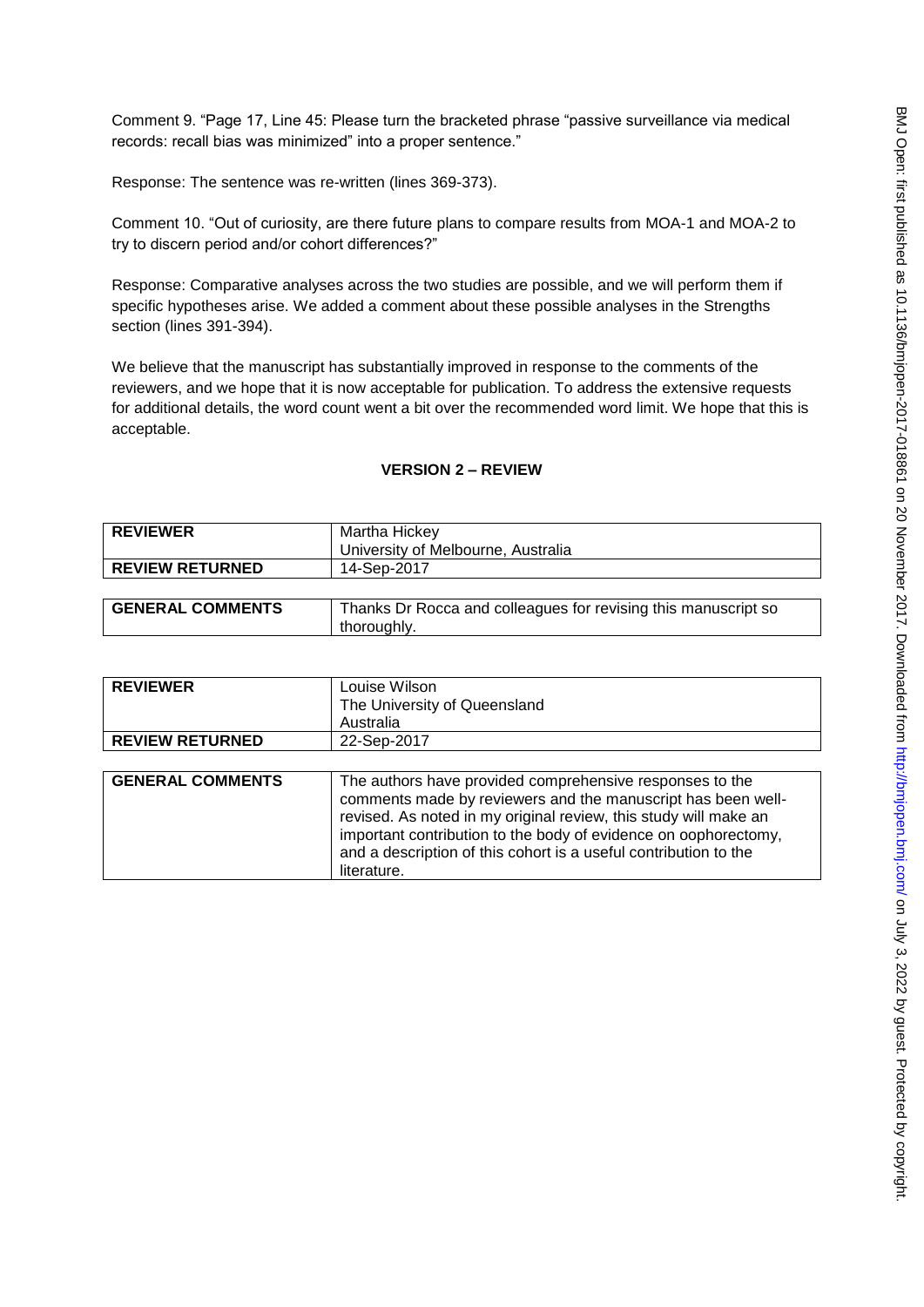Comment 9. "Page 17, Line 45: Please turn the bracketed phrase "passive surveillance via medical records: recall bias was minimized" into a proper sentence."

Response: The sentence was re-written (lines 369-373).

Comment 10. "Out of curiosity, are there future plans to compare results from MOA-1 and MOA-2 to try to discern period and/or cohort differences?"

Response: Comparative analyses across the two studies are possible, and we will perform them if specific hypotheses arise. We added a comment about these possible analyses in the Strengths section (lines 391-394).

We believe that the manuscript has substantially improved in response to the comments of the reviewers, and we hope that it is now acceptable for publication. To address the extensive requests for additional details, the word count went a bit over the recommended word limit. We hope that this is acceptable.

## VERSION 2 – REVIEW

| | |
|---|---|
| **REVIEWER** | Martha Hickey<br>University of Melbourne, Australia |
| **REVIEW RETURNED** | 14-Sep-2017 |

| | |
|---|---|
| **GENERAL COMMENTS** | Thanks Dr Rocca and colleagues for revising this manuscript so thoroughly. |

| | |
|---|---|
| **REVIEWER** | Louise Wilson<br>The University of Queensland<br>Australia |
| **REVIEW RETURNED** | 22-Sep-2017 |

| | |
|---|---|
| **GENERAL COMMENTS** | The authors have provided comprehensive responses to the comments made by reviewers and the manuscript has been well-revised. As noted in my original review, this study will make an important contribution to the body of evidence on oophorectomy, and a description of this cohort is a useful contribution to the literature. |